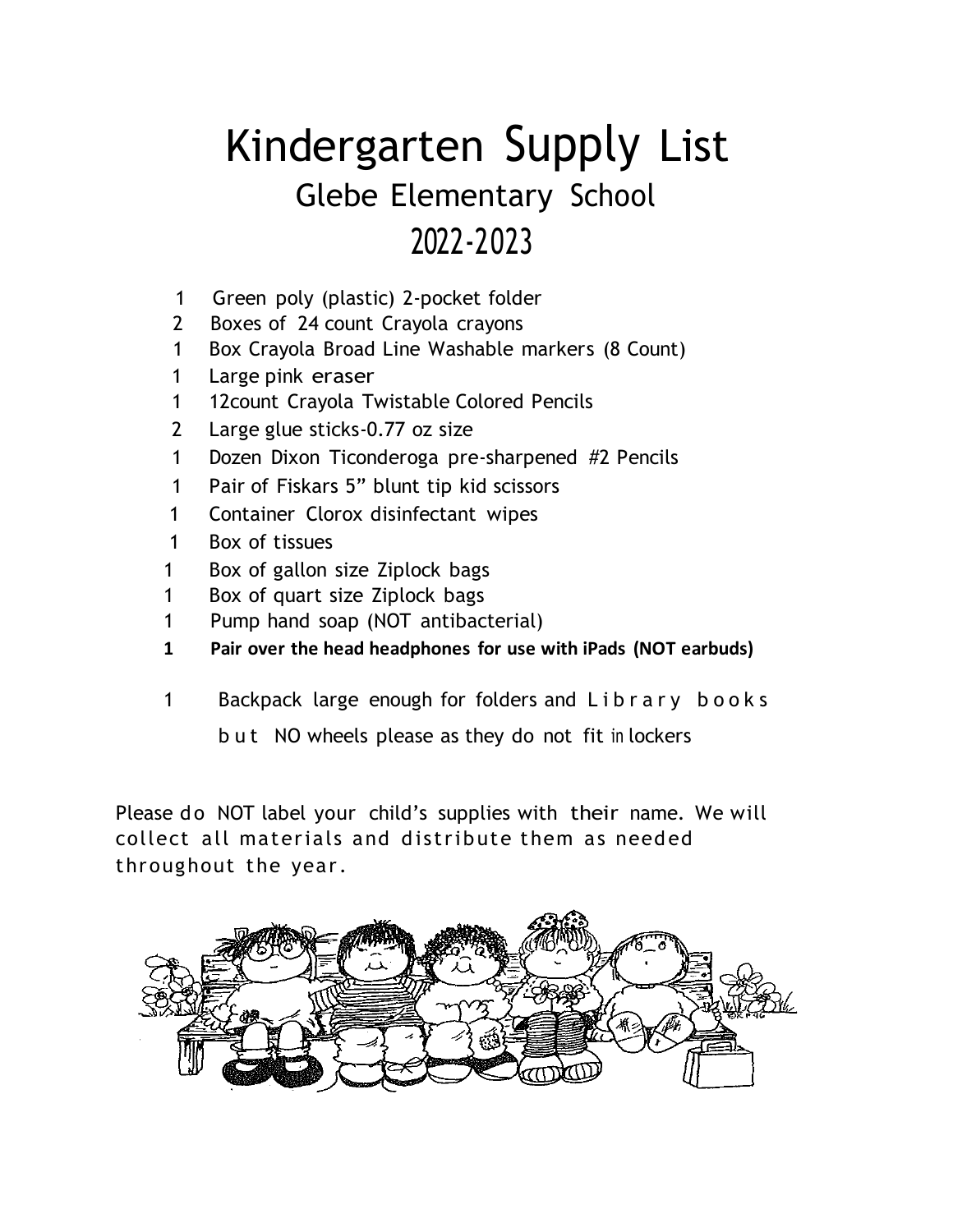# Kindergarten Supply List

## Glebe Elementary School

## 2022-2023

- 1 Green poly (plastic) 2-pocket folder
- 2 Boxes of 24 count Crayola crayons
- 1 Box Crayola Broad Line Washable markers (8 Count)
- 1 Large pink eraser
- 1 12count Crayola Twistable Colored Pencils
- 2 Large glue sticks-0.77 oz size
- 1 Dozen Dixon Ticonderoga pre-sharpened #2 Pencils
- 1 Pair of Fiskars 5" blunt tip kid scissors
- 1 Container Clorox disinfectant wipes
- 1 Box of tissues
- 1 Box of gallon size Ziplock bags
- 1 Box of quart size Ziplock bags
- 1 Pump hand soap (NOT antibacterial)
- **1 Pair over the head headphones for use with iPads (NOT earbuds)**
- 1 Backpack large enough for folders and Library books but NO wheels please as they do not fit in lockers

Please do NOT label your child's supplies with their name. We will collect all materials and distribute them as needed throughout the year.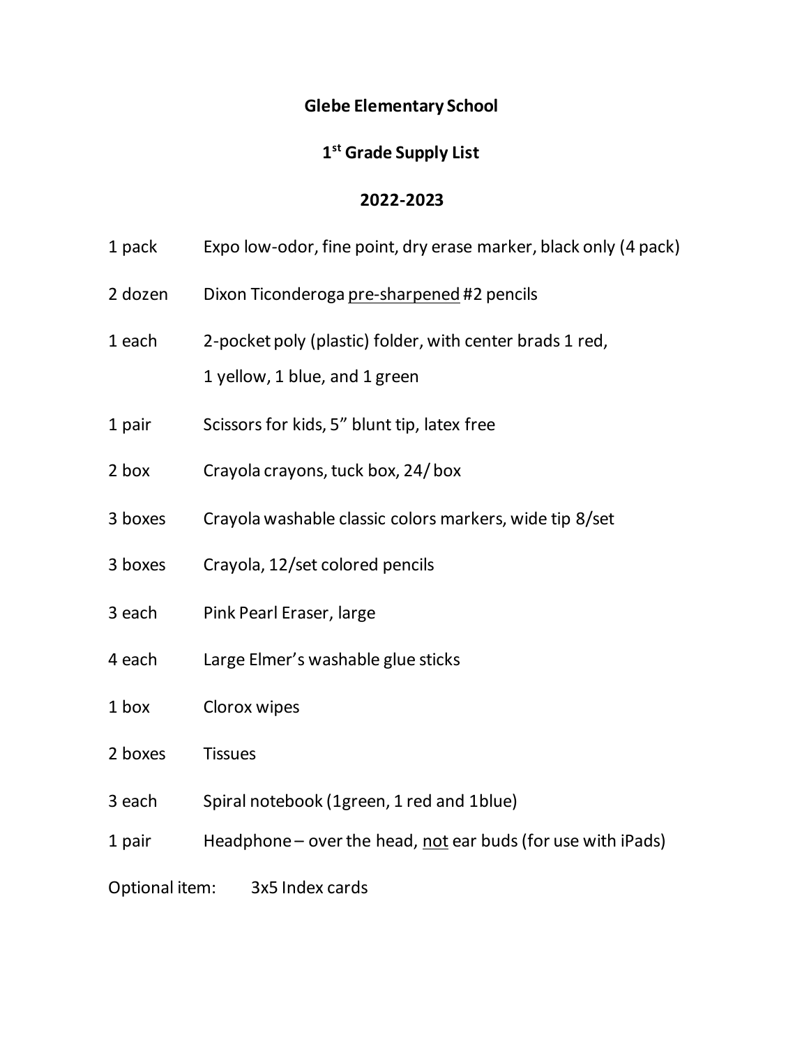**Glebe Elementary School**

**1st Grade Supply List**

**2022-2023**

| | |
|---|---|
| 1 pack | Expo low-odor, fine point, dry erase marker, black only (4 pack) |
| 2 dozen | Dixon Ticonderoga pre-sharpened #2 pencils |
| 1 each | 2-pocket poly (plastic) folder, with center brads 1 red, 1 yellow, 1 blue, and 1 green |
| 1 pair | Scissors for kids, 5" blunt tip, latex free |
| 2 box | Crayola crayons, tuck box, 24/ box |
| 3 boxes | Crayola washable classic colors markers, wide tip 8/set |
| 3 boxes | Crayola, 12/set colored pencils |
| 3 each | Pink Pearl Eraser, large |
| 4 each | Large Elmer's washable glue sticks |
| 1 box | Clorox wipes |
| 2 boxes | Tissues |
| 3 each | Spiral notebook (1green, 1 red and 1blue) |
| 1 pair | Headphone – over the head, not ear buds (for use with iPads) |

Optional item: 3x5 Index cards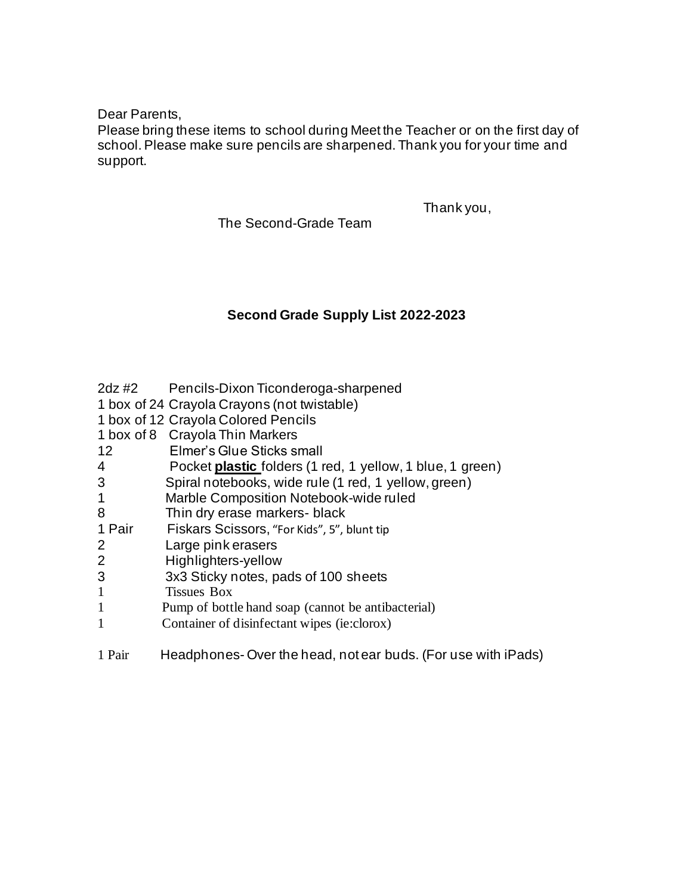Dear Parents,

Please bring these items to school during Meet the Teacher or on the first day of school. Please make sure pencils are sharpened. Thank you for your time and support.

Thank you,

The Second-Grade Team

**Second Grade Supply List 2022-2023**

| | |
|---|---|
| 2dz #2 | Pencils-Dixon Ticonderoga-sharpened |
| 1 box of 24 | Crayola Crayons (not twistable) |
| 1 box of 12 | Crayola Colored Pencils |
| 1 box of 8 | Crayola Thin Markers |
| 12 | Elmer's Glue Sticks small |
| 4 | Pocket **plastic** folders (1 red, 1 yellow, 1 blue, 1 green) |
| 3 | Spiral notebooks, wide rule (1 red, 1 yellow, green) |
| 1 | Marble Composition Notebook-wide ruled |
| 8 | Thin dry erase markers- black |
| 1 Pair | Fiskars Scissors, "For Kids", 5", blunt tip |
| 2 | Large pink erasers |
| 2 | Highlighters-yellow |
| 3 | 3x3 Sticky notes, pads of 100 sheets |
| 1 | Tissues Box |
| 1 | Pump of bottle hand soap (cannot be antibacterial) |
| 1 | Container of disinfectant wipes (ie:clorox) |
| 1 Pair | Headphones- Over the head, not ear buds. (For use with iPads) |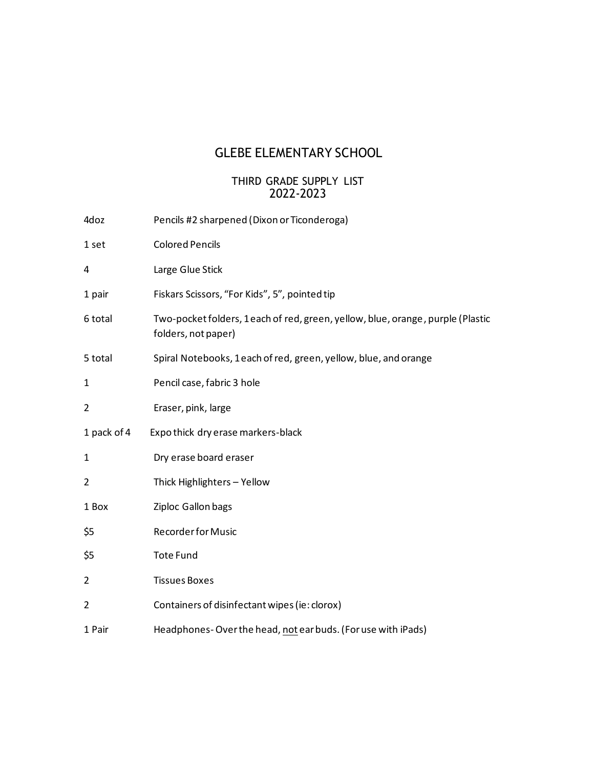# GLEBE ELEMENTARY SCHOOL

## THIRD GRADE SUPPLY LIST
## 2022-2023

| | |
|---|---|
| 4doz | Pencils #2 sharpened (Dixon or Ticonderoga) |
| 1 set | Colored Pencils |
| 4 | Large Glue Stick |
| 1 pair | Fiskars Scissors, "For Kids", 5", pointed tip |
| 6 total | Two-pocket folders, 1 each of red, green, yellow, blue, orange, purple (Plastic folders, not paper) |
| 5 total | Spiral Notebooks, 1 each of red, green, yellow, blue, and orange |
| 1 | Pencil case, fabric 3 hole |
| 2 | Eraser, pink, large |
| 1 pack of 4 | Expo thick dry erase markers-black |
| 1 | Dry erase board eraser |
| 2 | Thick Highlighters – Yellow |
| 1 Box | Ziploc Gallon bags |
| $5 | Recorder for Music |
| $5 | Tote Fund |
| 2 | Tissues Boxes |
| 2 | Containers of disinfectant wipes (ie: clorox) |
| 1 Pair | Headphones- Over the head, <u>not</u> ear buds. (For use with iPads) |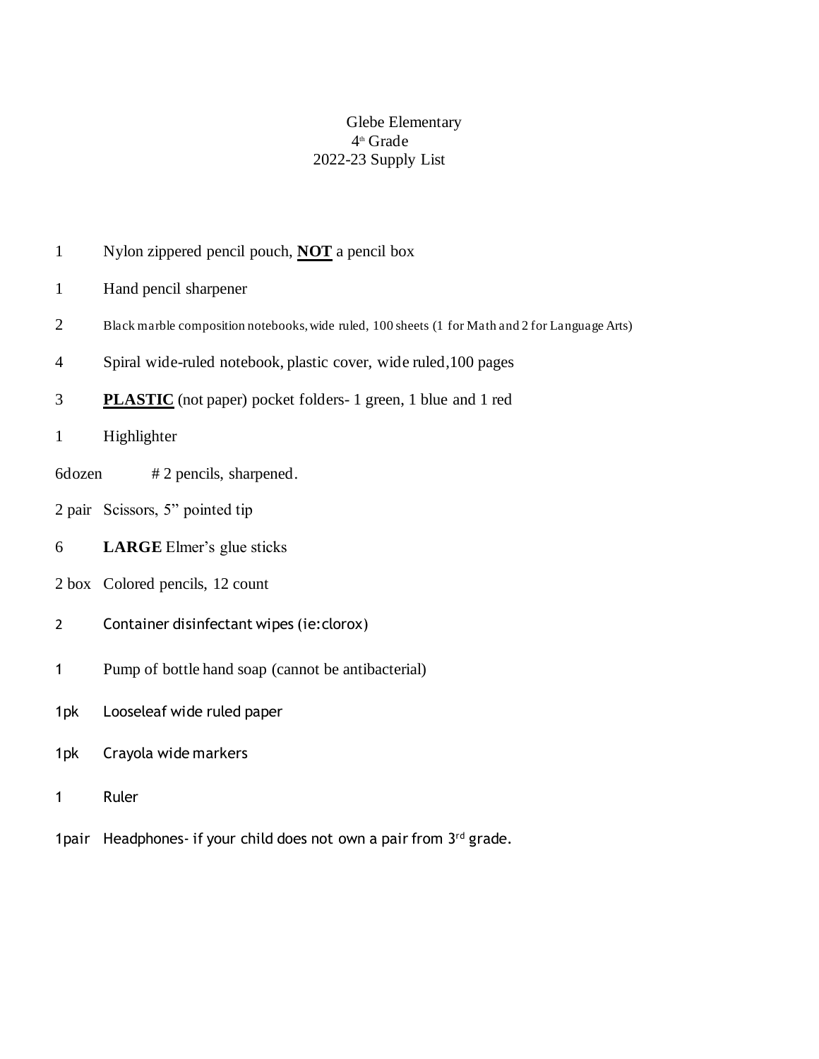# Glebe Elementary
## 4th Grade
## 2022-23 Supply List

| Qty | Item |
|---|---|
| 1 | Nylon zippered pencil pouch, **NOT** a pencil box |
| 1 | Hand pencil sharpener |
| 2 | Black marble composition notebooks, wide ruled, 100 sheets (1 for Math and 2 for Language Arts) |
| 4 | Spiral wide-ruled notebook, plastic cover, wide ruled,100 pages |
| 3 | **PLASTIC** (not paper) pocket folders- 1 green, 1 blue and 1 red |
| 1 | Highlighter |
| 6dozen | # 2 pencils, sharpened. |
| 2 pair | Scissors, 5" pointed tip |
| 6 | **LARGE** Elmer's glue sticks |
| 2 box | Colored pencils, 12 count |
| 2 | Container disinfectant wipes (ie:clorox) |
| 1 | Pump of bottle hand soap (cannot be antibacterial) |
| 1pk | Looseleaf wide ruled paper |
| 1pk | Crayola wide markers |
| 1 | Ruler |
| 1pair | Headphones- if your child does not own a pair from 3rd grade. |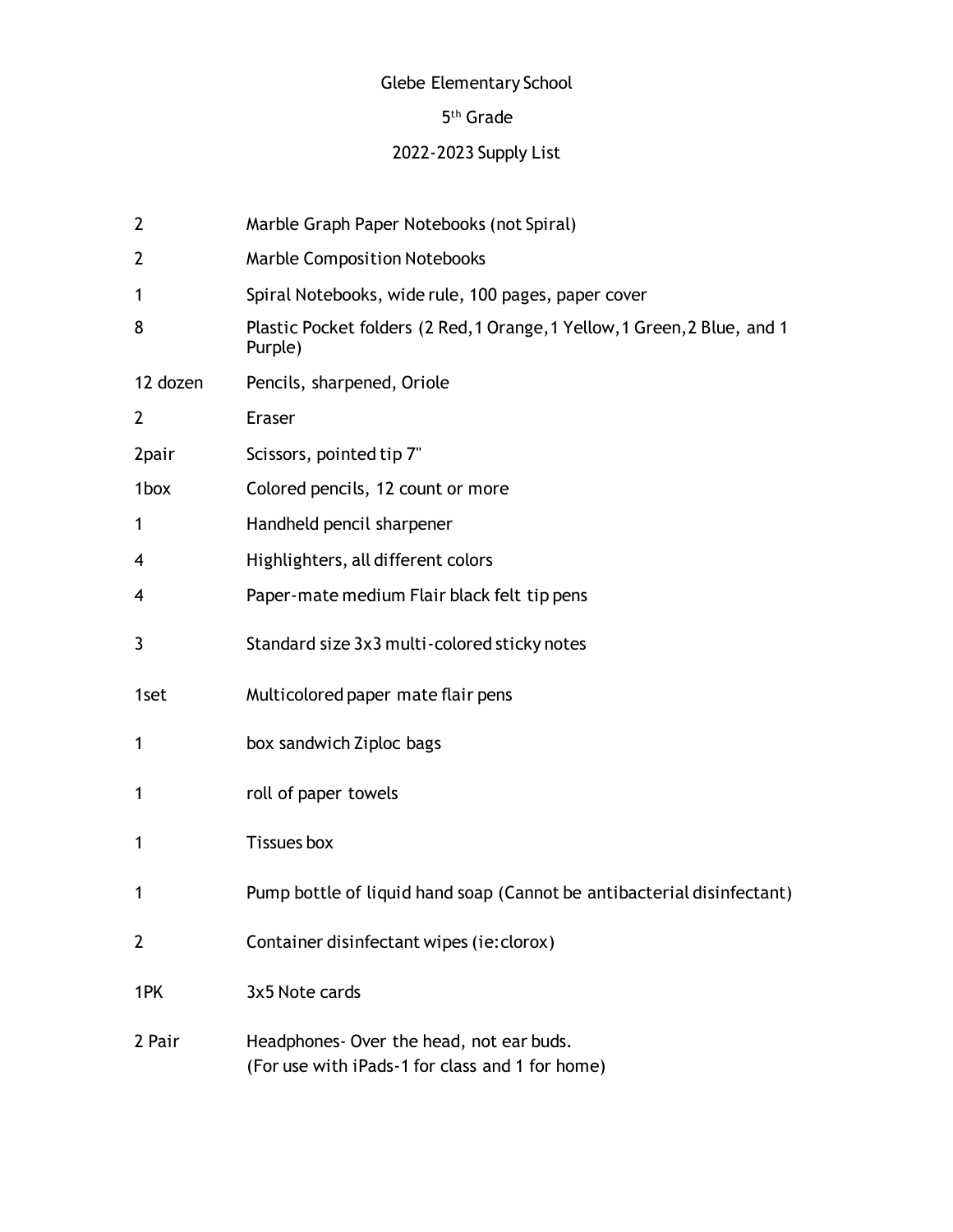# Glebe Elementary School

## 5th Grade

## 2022-2023 Supply List

| | |
|---|---|
| 2 | Marble Graph Paper Notebooks (not Spiral) |
| 2 | Marble Composition Notebooks |
| 1 | Spiral Notebooks, wide rule, 100 pages, paper cover |
| 8 | Plastic Pocket folders (2 Red,1 Orange,1 Yellow,1 Green,2 Blue, and 1 Purple) |
| 12 dozen | Pencils, sharpened, Oriole |
| 2 | Eraser |
| 2pair | Scissors, pointed tip 7" |
| 1box | Colored pencils, 12 count or more |
| 1 | Handheld pencil sharpener |
| 4 | Highlighters, all different colors |
| 4 | Paper-mate medium Flair black felt tip pens |
| 3 | Standard size 3x3 multi-colored sticky notes |
| 1set | Multicolored paper mate flair pens |
| 1 | box sandwich Ziploc bags |
| 1 | roll of paper towels |
| 1 | Tissues box |
| 1 | Pump bottle of liquid hand soap (Cannot be antibacterial disinfectant) |
| 2 | Container disinfectant wipes (ie:clorox) |
| 1PK | 3x5 Note cards |
| 2 Pair | Headphones- Over the head, not ear buds. (For use with iPads-1 for class and 1 for home) |